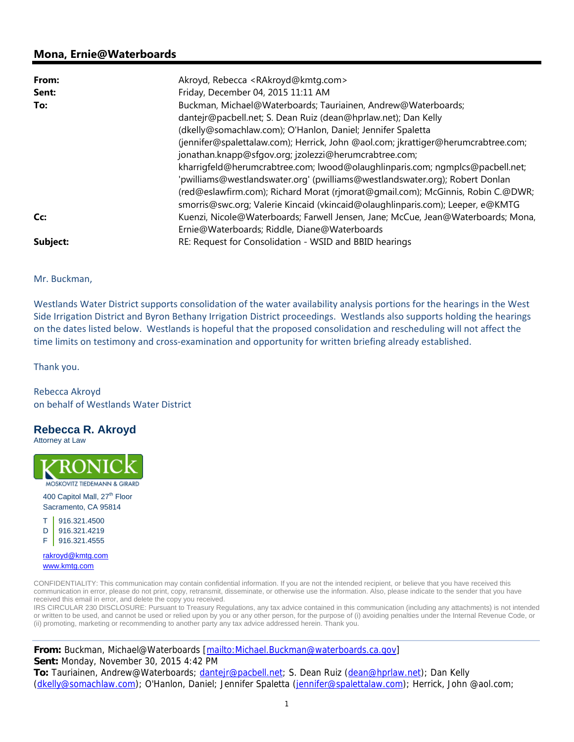## Mona, Ernie@Waterboards

**From:** Akroyd, Rebecca <RAkroyd@kmtg.com>
**Sent:** Friday, December 04, 2015 11:11 AM
**To:** Buckman, Michael@Waterboards; Tauriainen, Andrew@Waterboards; dantejr@pacbell.net; S. Dean Ruiz (dean@hprlaw.net); Dan Kelly (dkelly@somachlaw.com); O'Hanlon, Daniel; Jennifer Spaletta (jennifer@spalettalaw.com); Herrick, John @aol.com; jkrattiger@herumcrabtree.com; jonathan.knapp@sfgov.org; jzolezzi@herumcrabtree.com; kharrigfeld@herumcrabtree.com; lwood@olaughlinparis.com; ngmplcs@pacbell.net; 'pwilliams@westlandswater.org' (pwilliams@westlandswater.org); Robert Donlan (red@eslawfirm.com); Richard Morat (rjmorat@gmail.com); McGinnis, Robin C.@DWR; smorris@swc.org; Valerie Kincaid (vkincaid@olaughlinparis.com); Leeper, e@KMTG
**Cc:** Kuenzi, Nicole@Waterboards; Farwell Jensen, Jane; McCue, Jean@Waterboards; Mona, Ernie@Waterboards; Riddle, Diane@Waterboards
**Subject:** RE: Request for Consolidation - WSID and BBID hearings

Mr. Buckman,

Westlands Water District supports consolidation of the water availability analysis portions for the hearings in the West Side Irrigation District and Byron Bethany Irrigation District proceedings. Westlands also supports holding the hearings on the dates listed below. Westlands is hopeful that the proposed consolidation and rescheduling will not affect the time limits on testimony and cross-examination and opportunity for written briefing already established.

Thank you.

Rebecca Akroyd
on behalf of Westlands Water District

**Rebecca R. Akroyd**
Attorney at Law

KRONICK MOSKOVITZ TIEDEMANN & GIRARD
400 Capitol Mall, 27th Floor
Sacramento, CA 95814

T 916.321.4500
D 916.321.4219
F 916.321.4555

rakroyd@kmtg.com
www.kmtg.com

CONFIDENTIALITY: This communication may contain confidential information. If you are not the intended recipient, or believe that you have received this communication in error, please do not print, copy, retransmit, disseminate, or otherwise use the information. Also, please indicate to the sender that you have received this email in error, and delete the copy you received.
IRS CIRCULAR 230 DISCLOSURE: Pursuant to Treasury Regulations, any tax advice contained in this communication (including any attachments) is not intended or written to be used, and cannot be used or relied upon by you or any other person, for the purpose of (i) avoiding penalties under the Internal Revenue Code, or (ii) promoting, marketing or recommending to another party any tax advice addressed herein. Thank you.

---

**From:** Buckman, Michael@Waterboards [mailto:Michael.Buckman@waterboards.ca.gov]
**Sent:** Monday, November 30, 2015 4:42 PM
**To:** Tauriainen, Andrew@Waterboards; dantejr@pacbell.net; S. Dean Ruiz (dean@hprlaw.net); Dan Kelly (dkelly@somachlaw.com); O'Hanlon, Daniel; Jennifer Spaletta (jennifer@spalettalaw.com); Herrick, John @aol.com;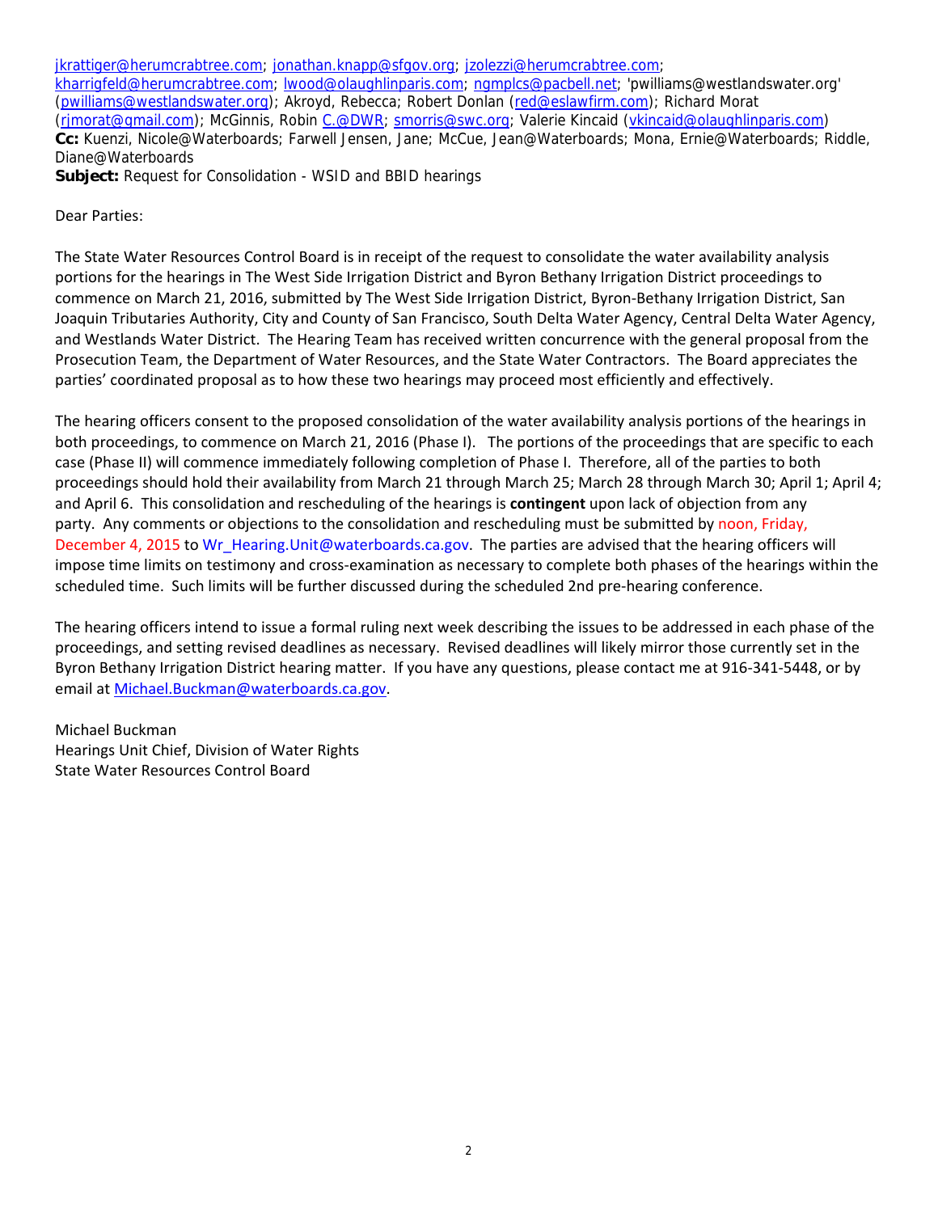jkrattiger@herumcrabtree.com; jonathan.knapp@sfgov.org; jzolezzi@herumcrabtree.com; kharrigfeld@herumcrabtree.com; lwood@olaughlinparis.com; ngmplcs@pacbell.net; 'pwilliams@westlandswater.org' (pwilliams@westlandswater.org); Akroyd, Rebecca; Robert Donlan (red@eslawfirm.com); Richard Morat (rjmorat@gmail.com); McGinnis, Robin C.@DWR; smorris@swc.org; Valerie Kincaid (vkincaid@olaughlinparis.com)
**Cc:** Kuenzi, Nicole@Waterboards; Farwell Jensen, Jane; McCue, Jean@Waterboards; Mona, Ernie@Waterboards; Riddle, Diane@Waterboards
**Subject:** Request for Consolidation - WSID and BBID hearings

Dear Parties:

The State Water Resources Control Board is in receipt of the request to consolidate the water availability analysis portions for the hearings in The West Side Irrigation District and Byron Bethany Irrigation District proceedings to commence on March 21, 2016, submitted by The West Side Irrigation District, Byron-Bethany Irrigation District, San Joaquin Tributaries Authority, City and County of San Francisco, South Delta Water Agency, Central Delta Water Agency, and Westlands Water District. The Hearing Team has received written concurrence with the general proposal from the Prosecution Team, the Department of Water Resources, and the State Water Contractors. The Board appreciates the parties' coordinated proposal as to how these two hearings may proceed most efficiently and effectively.

The hearing officers consent to the proposed consolidation of the water availability analysis portions of the hearings in both proceedings, to commence on March 21, 2016 (Phase I). The portions of the proceedings that are specific to each case (Phase II) will commence immediately following completion of Phase I. Therefore, all of the parties to both proceedings should hold their availability from March 21 through March 25; March 28 through March 30; April 1; April 4; and April 6. This consolidation and rescheduling of the hearings is **contingent** upon lack of objection from any party. Any comments or objections to the consolidation and rescheduling must be submitted by noon, Friday, December 4, 2015 to Wr_Hearing.Unit@waterboards.ca.gov. The parties are advised that the hearing officers will impose time limits on testimony and cross-examination as necessary to complete both phases of the hearings within the scheduled time. Such limits will be further discussed during the scheduled 2nd pre-hearing conference.

The hearing officers intend to issue a formal ruling next week describing the issues to be addressed in each phase of the proceedings, and setting revised deadlines as necessary. Revised deadlines will likely mirror those currently set in the Byron Bethany Irrigation District hearing matter. If you have any questions, please contact me at 916-341-5448, or by email at Michael.Buckman@waterboards.ca.gov.

Michael Buckman
Hearings Unit Chief, Division of Water Rights
State Water Resources Control Board